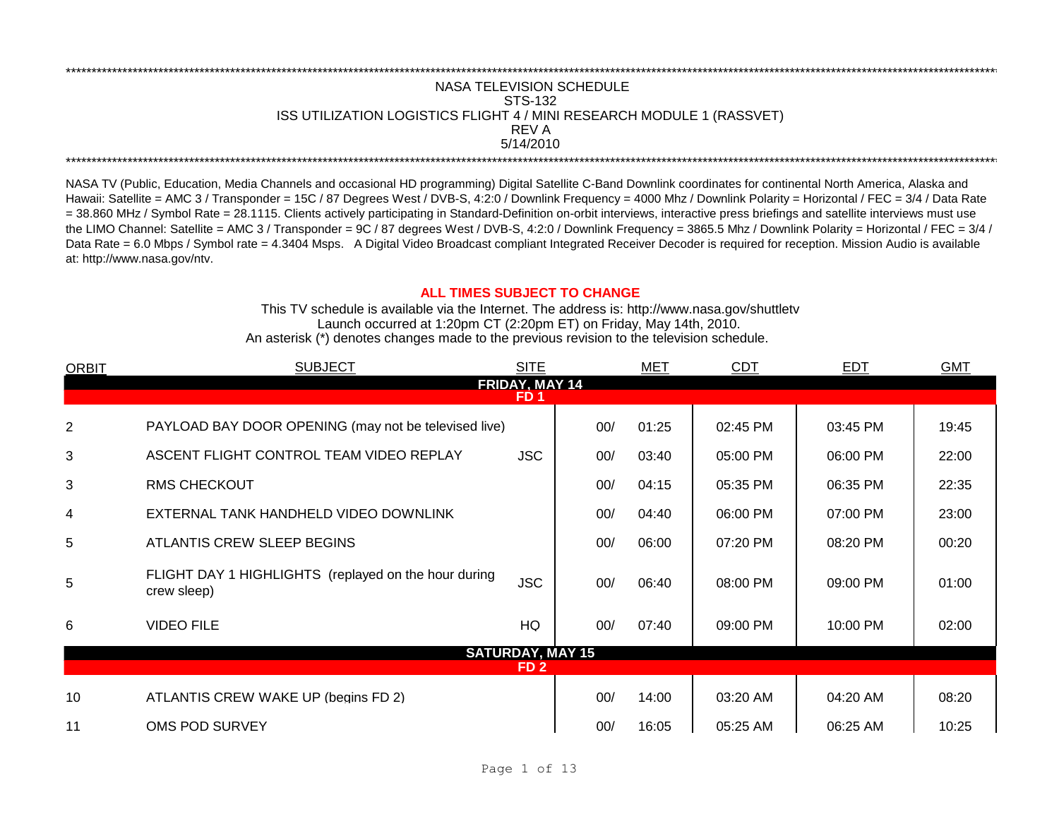NASA TELEVISION SCHEDULE
STS-132
ISS UTILIZATION LOGISTICS FLIGHT 4 / MINI RESEARCH MODULE 1 (RASSVET)
REV A
5/14/2010

NASA TV (Public, Education, Media Channels and occasional HD programming) Digital Satellite C-Band Downlink coordinates for continental North America, Alaska and Hawaii: Satellite = AMC 3 / Transponder = 15C / 87 Degrees West / DVB-S, 4:2:0 / Downlink Frequency = 4000 Mhz / Downlink Polarity = Horizontal / FEC = 3/4 / Data Rate = 38.860 MHz / Symbol Rate = 28.1115. Clients actively participating in Standard-Definition on-orbit interviews, interactive press briefings and satellite interviews must use the LIMO Channel: Satellite = AMC 3 / Transponder = 9C / 87 degrees West / DVB-S, 4:2:0 / Downlink Frequency = 3865.5 Mhz / Downlink Polarity = Horizontal / FEC = 3/4 / Data Rate = 6.0 Mbps / Symbol rate = 4.3404 Msps. A Digital Video Broadcast compliant Integrated Receiver Decoder is required for reception. Mission Audio is available at: http://www.nasa.gov/ntv.

**ALL TIMES SUBJECT TO CHANGE**

This TV schedule is available via the Internet. The address is: http://www.nasa.gov/shuttletv
Launch occurred at 1:20pm CT (2:20pm ET) on Friday, May 14th, 2010.
An asterisk (*) denotes changes made to the previous revision to the television schedule.

| ORBIT | SUBJECT | SITE | MET | | CDT | EDT | GMT |
|---|---|---|---|---|---|---|---|
| | **FRIDAY, MAY 14** | | | | | | |
| | **FD 1** | | | | | | |
| 2 | PAYLOAD BAY DOOR OPENING (may not be televised live) | | 00/ | 01:25 | 02:45 PM | 03:45 PM | 19:45 |
| 3 | ASCENT FLIGHT CONTROL TEAM VIDEO REPLAY | JSC | 00/ | 03:40 | 05:00 PM | 06:00 PM | 22:00 |
| 3 | RMS CHECKOUT | | 00/ | 04:15 | 05:35 PM | 06:35 PM | 22:35 |
| 4 | EXTERNAL TANK HANDHELD VIDEO DOWNLINK | | 00/ | 04:40 | 06:00 PM | 07:00 PM | 23:00 |
| 5 | ATLANTIS CREW SLEEP BEGINS | | 00/ | 06:00 | 07:20 PM | 08:20 PM | 00:20 |
| 5 | FLIGHT DAY 1 HIGHLIGHTS (replayed on the hour during crew sleep) | JSC | 00/ | 06:40 | 08:00 PM | 09:00 PM | 01:00 |
| 6 | VIDEO FILE | HQ | 00/ | 07:40 | 09:00 PM | 10:00 PM | 02:00 |
| | **SATURDAY, MAY 15** | | | | | | |
| | **FD 2** | | | | | | |
| 10 | ATLANTIS CREW WAKE UP (begins FD 2) | | 00/ | 14:00 | 03:20 AM | 04:20 AM | 08:20 |
| 11 | OMS POD SURVEY | | 00/ | 16:05 | 05:25 AM | 06:25 AM | 10:25 |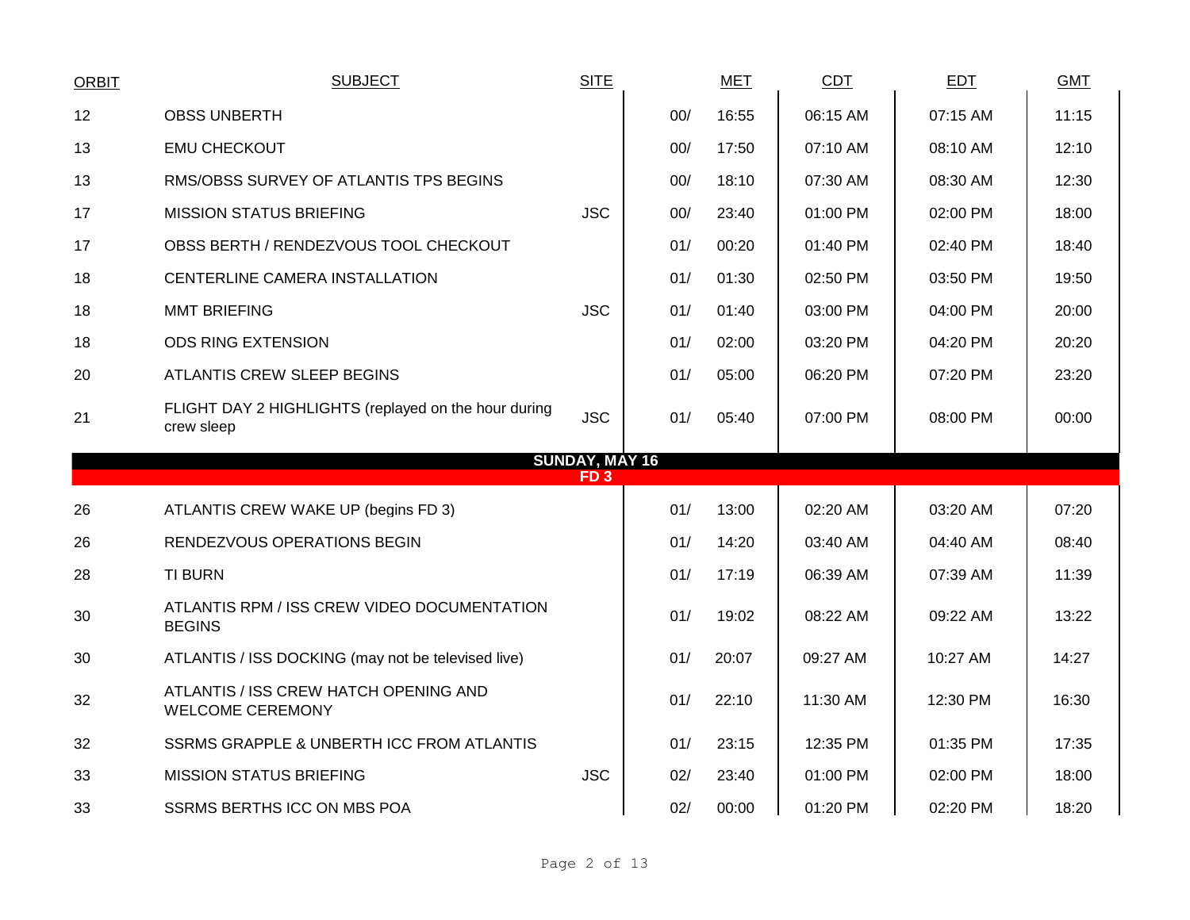| ORBIT | SUBJECT | SITE | MET | | CDT | EDT | GMT |
|---|---|---|---|---|---|---|---|
| 12 | OBSS UNBERTH | | 00/ | 16:55 | 06:15 AM | 07:15 AM | 11:15 |
| 13 | EMU CHECKOUT | | 00/ | 17:50 | 07:10 AM | 08:10 AM | 12:10 |
| 13 | RMS/OBSS SURVEY OF ATLANTIS TPS BEGINS | | 00/ | 18:10 | 07:30 AM | 08:30 AM | 12:30 |
| 17 | MISSION STATUS BRIEFING | JSC | 00/ | 23:40 | 01:00 PM | 02:00 PM | 18:00 |
| 17 | OBSS BERTH / RENDEZVOUS TOOL CHECKOUT | | 01/ | 00:20 | 01:40 PM | 02:40 PM | 18:40 |
| 18 | CENTERLINE CAMERA INSTALLATION | | 01/ | 01:30 | 02:50 PM | 03:50 PM | 19:50 |
| 18 | MMT BRIEFING | JSC | 01/ | 01:40 | 03:00 PM | 04:00 PM | 20:00 |
| 18 | ODS RING EXTENSION | | 01/ | 02:00 | 03:20 PM | 04:20 PM | 20:20 |
| 20 | ATLANTIS CREW SLEEP BEGINS | | 01/ | 05:00 | 06:20 PM | 07:20 PM | 23:20 |
| 21 | FLIGHT DAY 2 HIGHLIGHTS (replayed on the hour during crew sleep | JSC | 01/ | 05:40 | 07:00 PM | 08:00 PM | 00:00 |
| | **SUNDAY, MAY 16** | | | | | | |
| | **FD 3** | | | | | | |
| 26 | ATLANTIS CREW WAKE UP (begins FD 3) | | 01/ | 13:00 | 02:20 AM | 03:20 AM | 07:20 |
| 26 | RENDEZVOUS OPERATIONS BEGIN | | 01/ | 14:20 | 03:40 AM | 04:40 AM | 08:40 |
| 28 | TI BURN | | 01/ | 17:19 | 06:39 AM | 07:39 AM | 11:39 |
| 30 | ATLANTIS RPM / ISS CREW VIDEO DOCUMENTATION BEGINS | | 01/ | 19:02 | 08:22 AM | 09:22 AM | 13:22 |
| 30 | ATLANTIS / ISS DOCKING (may not be televised live) | | 01/ | 20:07 | 09:27 AM | 10:27 AM | 14:27 |
| 32 | ATLANTIS / ISS CREW HATCH OPENING AND WELCOME CEREMONY | | 01/ | 22:10 | 11:30 AM | 12:30 PM | 16:30 |
| 32 | SSRMS GRAPPLE & UNBERTH ICC FROM ATLANTIS | | 01/ | 23:15 | 12:35 PM | 01:35 PM | 17:35 |
| 33 | MISSION STATUS BRIEFING | JSC | 02/ | 23:40 | 01:00 PM | 02:00 PM | 18:00 |
| 33 | SSRMS BERTHS ICC ON MBS POA | | 02/ | 00:00 | 01:20 PM | 02:20 PM | 18:20 |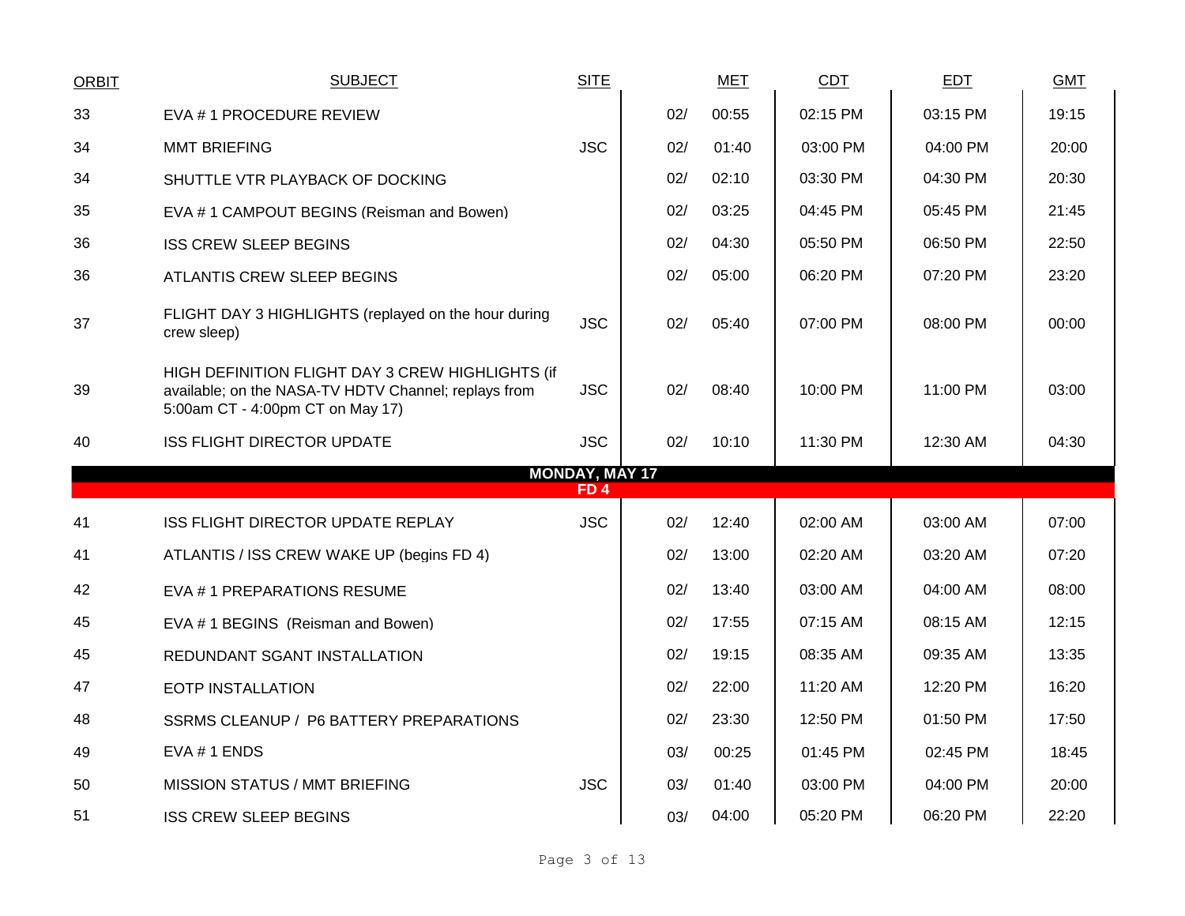| ORBIT | SUBJECT | SITE | | MET | CDT | EDT | GMT |
|---|---|---|---|---|---|---|---|
| 33 | EVA # 1 PROCEDURE REVIEW | | 02/ | 00:55 | 02:15 PM | 03:15 PM | 19:15 |
| 34 | MMT BRIEFING | JSC | 02/ | 01:40 | 03:00 PM | 04:00 PM | 20:00 |
| 34 | SHUTTLE VTR PLAYBACK OF DOCKING | | 02/ | 02:10 | 03:30 PM | 04:30 PM | 20:30 |
| 35 | EVA # 1 CAMPOUT BEGINS (Reisman and Bowen) | | 02/ | 03:25 | 04:45 PM | 05:45 PM | 21:45 |
| 36 | ISS CREW SLEEP BEGINS | | 02/ | 04:30 | 05:50 PM | 06:50 PM | 22:50 |
| 36 | ATLANTIS CREW SLEEP BEGINS | | 02/ | 05:00 | 06:20 PM | 07:20 PM | 23:20 |
| 37 | FLIGHT DAY 3 HIGHLIGHTS (replayed on the hour during crew sleep) | JSC | 02/ | 05:40 | 07:00 PM | 08:00 PM | 00:00 |
| 39 | HIGH DEFINITION FLIGHT DAY 3 CREW HIGHLIGHTS (if available; on the NASA-TV HDTV Channel; replays from 5:00am CT - 4:00pm CT on May 17) | JSC | 02/ | 08:40 | 10:00 PM | 11:00 PM | 03:00 |
| 40 | ISS FLIGHT DIRECTOR UPDATE | JSC | 02/ | 10:10 | 11:30 PM | 12:30 AM | 04:30 |
| | **MONDAY, MAY 17** | | | | | | |
| | **FD 4** | | | | | | |
| 41 | ISS FLIGHT DIRECTOR UPDATE REPLAY | JSC | 02/ | 12:40 | 02:00 AM | 03:00 AM | 07:00 |
| 41 | ATLANTIS / ISS CREW WAKE UP (begins FD 4) | | 02/ | 13:00 | 02:20 AM | 03:20 AM | 07:20 |
| 42 | EVA # 1 PREPARATIONS RESUME | | 02/ | 13:40 | 03:00 AM | 04:00 AM | 08:00 |
| 45 | EVA # 1 BEGINS (Reisman and Bowen) | | 02/ | 17:55 | 07:15 AM | 08:15 AM | 12:15 |
| 45 | REDUNDANT SGANT INSTALLATION | | 02/ | 19:15 | 08:35 AM | 09:35 AM | 13:35 |
| 47 | EOTP INSTALLATION | | 02/ | 22:00 | 11:20 AM | 12:20 PM | 16:20 |
| 48 | SSRMS CLEANUP / P6 BATTERY PREPARATIONS | | 02/ | 23:30 | 12:50 PM | 01:50 PM | 17:50 |
| 49 | EVA # 1 ENDS | | 03/ | 00:25 | 01:45 PM | 02:45 PM | 18:45 |
| 50 | MISSION STATUS / MMT BRIEFING | JSC | 03/ | 01:40 | 03:00 PM | 04:00 PM | 20:00 |
| 51 | ISS CREW SLEEP BEGINS | | 03/ | 04:00 | 05:20 PM | 06:20 PM | 22:20 |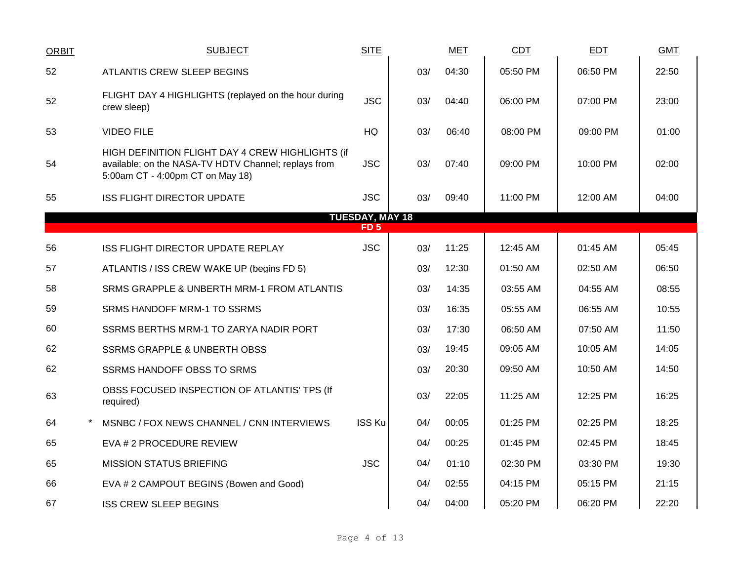| ORBIT | | SUBJECT | SITE | | MET | CDT | EDT | GMT |
|---|---|---|---|---|---|---|---|---|
| 52 | | ATLANTIS CREW SLEEP BEGINS | | 03/ | 04:30 | 05:50 PM | 06:50 PM | 22:50 |
| 52 | | FLIGHT DAY 4 HIGHLIGHTS (replayed on the hour during crew sleep) | JSC | 03/ | 04:40 | 06:00 PM | 07:00 PM | 23:00 |
| 53 | | VIDEO FILE | HQ | 03/ | 06:40 | 08:00 PM | 09:00 PM | 01:00 |
| 54 | | HIGH DEFINITION FLIGHT DAY 4 CREW HIGHLIGHTS (if available; on the NASA-TV HDTV Channel; replays from 5:00am CT - 4:00pm CT on May 18) | JSC | 03/ | 07:40 | 09:00 PM | 10:00 PM | 02:00 |
| 55 | | ISS FLIGHT DIRECTOR UPDATE | JSC | 03/ | 09:40 | 11:00 PM | 12:00 AM | 04:00 |
| | | **TUESDAY, MAY 18** | | | | | | |
| | | **FD 5** | | | | | | |
| 56 | | ISS FLIGHT DIRECTOR UPDATE REPLAY | JSC | 03/ | 11:25 | 12:45 AM | 01:45 AM | 05:45 |
| 57 | | ATLANTIS / ISS CREW WAKE UP (begins FD 5) | | 03/ | 12:30 | 01:50 AM | 02:50 AM | 06:50 |
| 58 | | SRMS GRAPPLE & UNBERTH MRM-1 FROM ATLANTIS | | 03/ | 14:35 | 03:55 AM | 04:55 AM | 08:55 |
| 59 | | SRMS HANDOFF MRM-1 TO SSRMS | | 03/ | 16:35 | 05:55 AM | 06:55 AM | 10:55 |
| 60 | | SSRMS BERTHS MRM-1 TO ZARYA NADIR PORT | | 03/ | 17:30 | 06:50 AM | 07:50 AM | 11:50 |
| 62 | | SSRMS GRAPPLE & UNBERTH OBSS | | 03/ | 19:45 | 09:05 AM | 10:05 AM | 14:05 |
| 62 | | SSRMS HANDOFF OBSS TO SRMS | | 03/ | 20:30 | 09:50 AM | 10:50 AM | 14:50 |
| 63 | | OBSS FOCUSED INSPECTION OF ATLANTIS' TPS (If required) | | 03/ | 22:05 | 11:25 AM | 12:25 PM | 16:25 |
| 64 | * | MSNBC / FOX NEWS CHANNEL / CNN INTERVIEWS | ISS Ku | 04/ | 00:05 | 01:25 PM | 02:25 PM | 18:25 |
| 65 | | EVA # 2 PROCEDURE REVIEW | | 04/ | 00:25 | 01:45 PM | 02:45 PM | 18:45 |
| 65 | | MISSION STATUS BRIEFING | JSC | 04/ | 01:10 | 02:30 PM | 03:30 PM | 19:30 |
| 66 | | EVA # 2 CAMPOUT BEGINS (Bowen and Good) | | 04/ | 02:55 | 04:15 PM | 05:15 PM | 21:15 |
| 67 | | ISS CREW SLEEP BEGINS | | 04/ | 04:00 | 05:20 PM | 06:20 PM | 22:20 |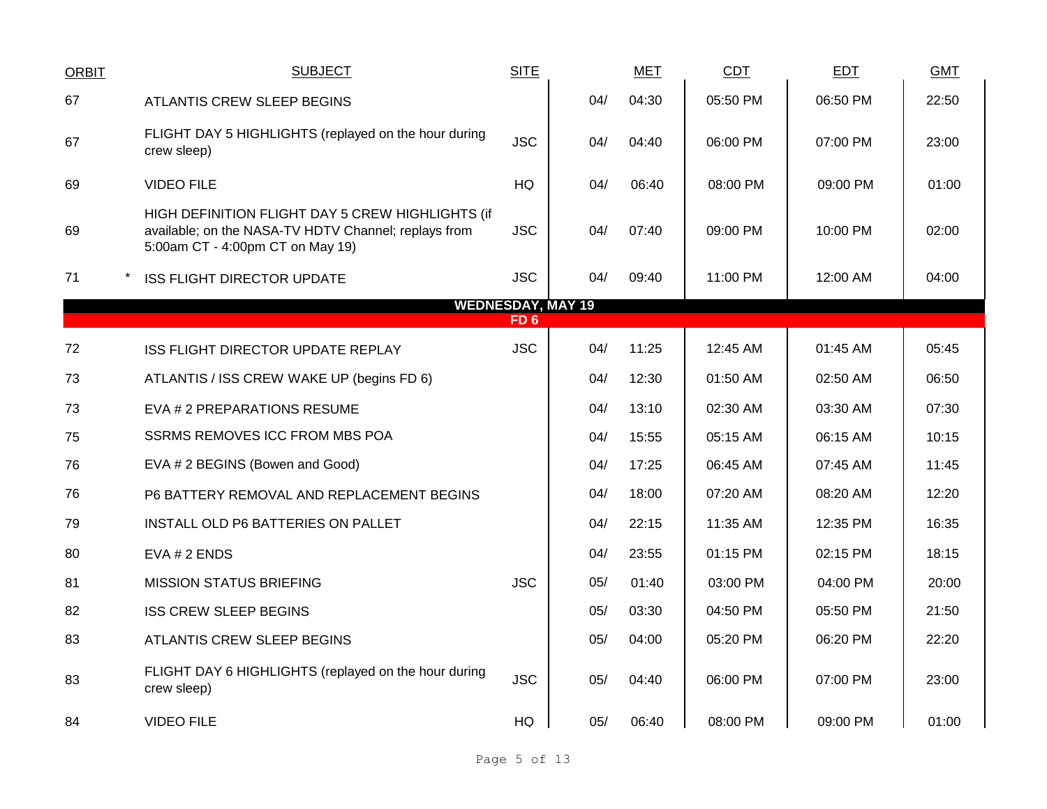| ORBIT | | SUBJECT | SITE | MET | | CDT | EDT | GMT |
|---|---|---|---|---|---|---|---|---|
| 67 | | ATLANTIS CREW SLEEP BEGINS | | 04/ | 04:30 | 05:50 PM | 06:50 PM | 22:50 |
| 67 | | FLIGHT DAY 5 HIGHLIGHTS (replayed on the hour during crew sleep) | JSC | 04/ | 04:40 | 06:00 PM | 07:00 PM | 23:00 |
| 69 | | VIDEO FILE | HQ | 04/ | 06:40 | 08:00 PM | 09:00 PM | 01:00 |
| 69 | | HIGH DEFINITION FLIGHT DAY 5 CREW HIGHLIGHTS (if available; on the NASA-TV HDTV Channel; replays from 5:00am CT - 4:00pm CT on May 19) | JSC | 04/ | 07:40 | 09:00 PM | 10:00 PM | 02:00 |
| 71 | * | ISS FLIGHT DIRECTOR UPDATE | JSC | 04/ | 09:40 | 11:00 PM | 12:00 AM | 04:00 |
| | | **WEDNESDAY, MAY 19** | | | | | | |
| | | **FD 6** | | | | | | |
| 72 | | ISS FLIGHT DIRECTOR UPDATE REPLAY | JSC | 04/ | 11:25 | 12:45 AM | 01:45 AM | 05:45 |
| 73 | | ATLANTIS / ISS CREW WAKE UP (begins FD 6) | | 04/ | 12:30 | 01:50 AM | 02:50 AM | 06:50 |
| 73 | | EVA # 2 PREPARATIONS RESUME | | 04/ | 13:10 | 02:30 AM | 03:30 AM | 07:30 |
| 75 | | SSRMS REMOVES ICC FROM MBS POA | | 04/ | 15:55 | 05:15 AM | 06:15 AM | 10:15 |
| 76 | | EVA # 2 BEGINS (Bowen and Good) | | 04/ | 17:25 | 06:45 AM | 07:45 AM | 11:45 |
| 76 | | P6 BATTERY REMOVAL AND REPLACEMENT BEGINS | | 04/ | 18:00 | 07:20 AM | 08:20 AM | 12:20 |
| 79 | | INSTALL OLD P6 BATTERIES ON PALLET | | 04/ | 22:15 | 11:35 AM | 12:35 PM | 16:35 |
| 80 | | EVA # 2 ENDS | | 04/ | 23:55 | 01:15 PM | 02:15 PM | 18:15 |
| 81 | | MISSION STATUS BRIEFING | JSC | 05/ | 01:40 | 03:00 PM | 04:00 PM | 20:00 |
| 82 | | ISS CREW SLEEP BEGINS | | 05/ | 03:30 | 04:50 PM | 05:50 PM | 21:50 |
| 83 | | ATLANTIS CREW SLEEP BEGINS | | 05/ | 04:00 | 05:20 PM | 06:20 PM | 22:20 |
| 83 | | FLIGHT DAY 6 HIGHLIGHTS (replayed on the hour during crew sleep) | JSC | 05/ | 04:40 | 06:00 PM | 07:00 PM | 23:00 |
| 84 | | VIDEO FILE | HQ | 05/ | 06:40 | 08:00 PM | 09:00 PM | 01:00 |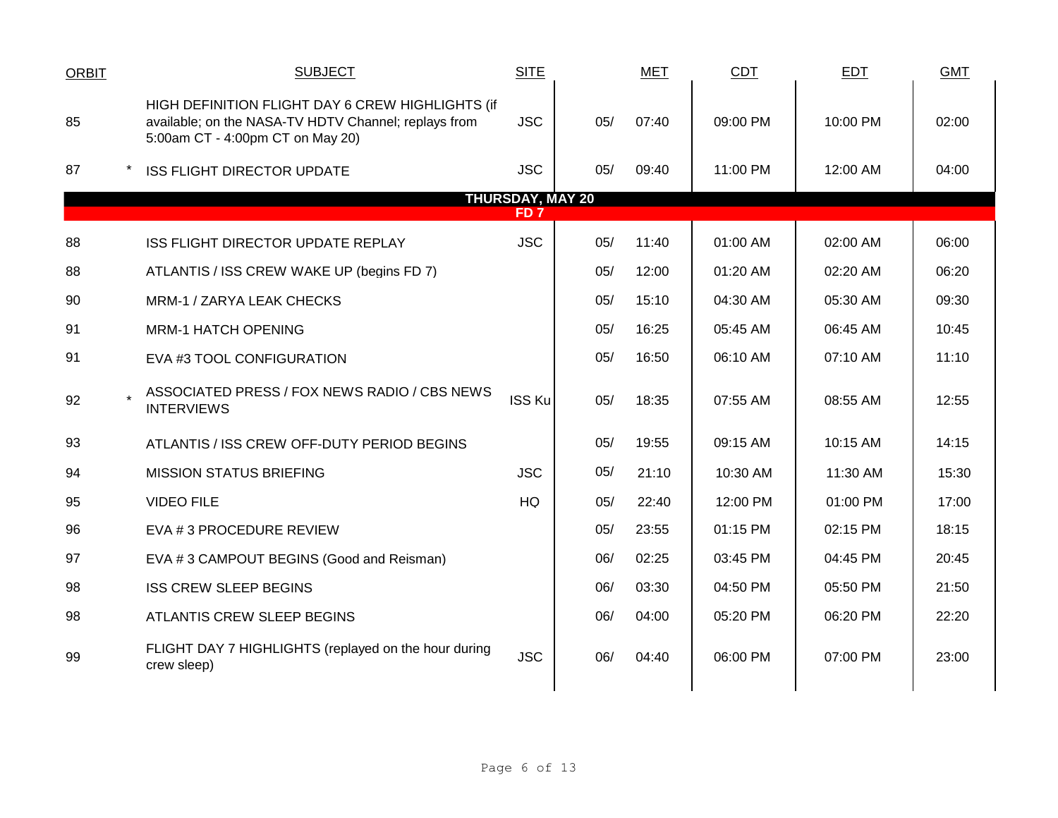| ORBIT | | SUBJECT | SITE | | MET | CDT | EDT | GMT |
|---|---|---|---|---|---|---|---|---|
| 85 | | HIGH DEFINITION FLIGHT DAY 6 CREW HIGHLIGHTS (if available; on the NASA-TV HDTV Channel; replays from 5:00am CT - 4:00pm CT on May 20) | JSC | 05/ | 07:40 | 09:00 PM | 10:00 PM | 02:00 |
| 87 | * | ISS FLIGHT DIRECTOR UPDATE | JSC | 05/ | 09:40 | 11:00 PM | 12:00 AM | 04:00 |
| | | **THURSDAY, MAY 20 FD 7** | | | | | | |
| 88 | | ISS FLIGHT DIRECTOR UPDATE REPLAY | JSC | 05/ | 11:40 | 01:00 AM | 02:00 AM | 06:00 |
| 88 | | ATLANTIS / ISS CREW WAKE UP (begins FD 7) | | 05/ | 12:00 | 01:20 AM | 02:20 AM | 06:20 |
| 90 | | MRM-1 / ZARYA LEAK CHECKS | | 05/ | 15:10 | 04:30 AM | 05:30 AM | 09:30 |
| 91 | | MRM-1 HATCH OPENING | | 05/ | 16:25 | 05:45 AM | 06:45 AM | 10:45 |
| 91 | | EVA #3 TOOL CONFIGURATION | | 05/ | 16:50 | 06:10 AM | 07:10 AM | 11:10 |
| 92 | * | ASSOCIATED PRESS / FOX NEWS RADIO / CBS NEWS INTERVIEWS | ISS Ku | 05/ | 18:35 | 07:55 AM | 08:55 AM | 12:55 |
| 93 | | ATLANTIS / ISS CREW OFF-DUTY PERIOD BEGINS | | 05/ | 19:55 | 09:15 AM | 10:15 AM | 14:15 |
| 94 | | MISSION STATUS BRIEFING | JSC | 05/ | 21:10 | 10:30 AM | 11:30 AM | 15:30 |
| 95 | | VIDEO FILE | HQ | 05/ | 22:40 | 12:00 PM | 01:00 PM | 17:00 |
| 96 | | EVA # 3 PROCEDURE REVIEW | | 05/ | 23:55 | 01:15 PM | 02:15 PM | 18:15 |
| 97 | | EVA # 3 CAMPOUT BEGINS (Good and Reisman) | | 06/ | 02:25 | 03:45 PM | 04:45 PM | 20:45 |
| 98 | | ISS CREW SLEEP BEGINS | | 06/ | 03:30 | 04:50 PM | 05:50 PM | 21:50 |
| 98 | | ATLANTIS CREW SLEEP BEGINS | | 06/ | 04:00 | 05:20 PM | 06:20 PM | 22:20 |
| 99 | | FLIGHT DAY 7 HIGHLIGHTS (replayed on the hour during crew sleep) | JSC | 06/ | 04:40 | 06:00 PM | 07:00 PM | 23:00 |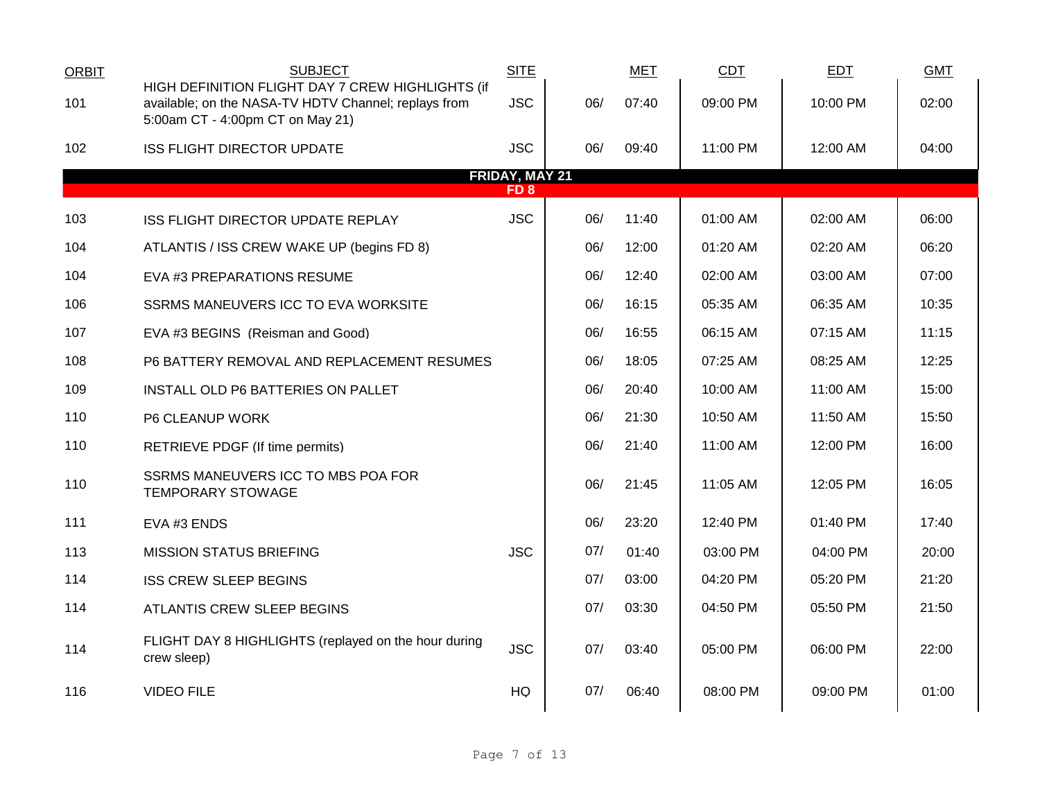| ORBIT | SUBJECT | SITE | | MET | CDT | EDT | GMT |
|---|---|---|---|---|---|---|---|
| 101 | HIGH DEFINITION FLIGHT DAY 7 CREW HIGHLIGHTS (if available; on the NASA-TV HDTV Channel; replays from 5:00am CT - 4:00pm CT on May 21) | JSC | 06/ | 07:40 | 09:00 PM | 10:00 PM | 02:00 |
| 102 | ISS FLIGHT DIRECTOR UPDATE | JSC | 06/ | 09:40 | 11:00 PM | 12:00 AM | 04:00 |
| | **FRIDAY, MAY 21** | | | | | | |
| | **FD 8** | | | | | | |
| 103 | ISS FLIGHT DIRECTOR UPDATE REPLAY | JSC | 06/ | 11:40 | 01:00 AM | 02:00 AM | 06:00 |
| 104 | ATLANTIS / ISS CREW WAKE UP (begins FD 8) | | 06/ | 12:00 | 01:20 AM | 02:20 AM | 06:20 |
| 104 | EVA #3 PREPARATIONS RESUME | | 06/ | 12:40 | 02:00 AM | 03:00 AM | 07:00 |
| 106 | SSRMS MANEUVERS ICC TO EVA WORKSITE | | 06/ | 16:15 | 05:35 AM | 06:35 AM | 10:35 |
| 107 | EVA #3 BEGINS (Reisman and Good) | | 06/ | 16:55 | 06:15 AM | 07:15 AM | 11:15 |
| 108 | P6 BATTERY REMOVAL AND REPLACEMENT RESUMES | | 06/ | 18:05 | 07:25 AM | 08:25 AM | 12:25 |
| 109 | INSTALL OLD P6 BATTERIES ON PALLET | | 06/ | 20:40 | 10:00 AM | 11:00 AM | 15:00 |
| 110 | P6 CLEANUP WORK | | 06/ | 21:30 | 10:50 AM | 11:50 AM | 15:50 |
| 110 | RETRIEVE PDGF (If time permits) | | 06/ | 21:40 | 11:00 AM | 12:00 PM | 16:00 |
| 110 | SSRMS MANEUVERS ICC TO MBS POA FOR TEMPORARY STOWAGE | | 06/ | 21:45 | 11:05 AM | 12:05 PM | 16:05 |
| 111 | EVA #3 ENDS | | 06/ | 23:20 | 12:40 PM | 01:40 PM | 17:40 |
| 113 | MISSION STATUS BRIEFING | JSC | 07/ | 01:40 | 03:00 PM | 04:00 PM | 20:00 |
| 114 | ISS CREW SLEEP BEGINS | | 07/ | 03:00 | 04:20 PM | 05:20 PM | 21:20 |
| 114 | ATLANTIS CREW SLEEP BEGINS | | 07/ | 03:30 | 04:50 PM | 05:50 PM | 21:50 |
| 114 | FLIGHT DAY 8 HIGHLIGHTS (replayed on the hour during crew sleep) | JSC | 07/ | 03:40 | 05:00 PM | 06:00 PM | 22:00 |
| 116 | VIDEO FILE | HQ | 07/ | 06:40 | 08:00 PM | 09:00 PM | 01:00 |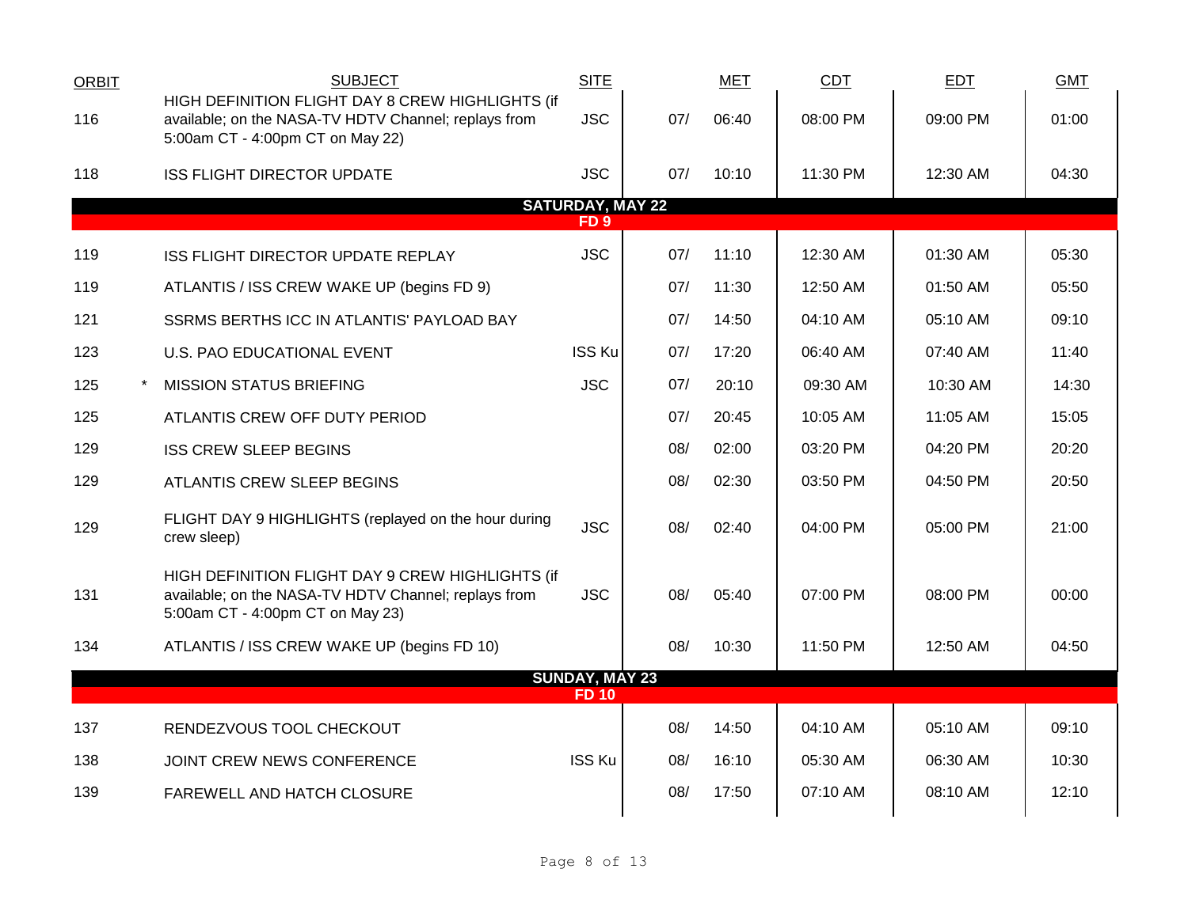| ORBIT | | SUBJECT | SITE | | MET | CDT | EDT | GMT |
|---|---|---|---|---|---|---|---|---|
| 116 | | HIGH DEFINITION FLIGHT DAY 8 CREW HIGHLIGHTS (if available; on the NASA-TV HDTV Channel; replays from 5:00am CT - 4:00pm CT on May 22) | JSC | 07/ | 06:40 | 08:00 PM | 09:00 PM | 01:00 |
| 118 | | ISS FLIGHT DIRECTOR UPDATE | JSC | 07/ | 10:10 | 11:30 PM | 12:30 AM | 04:30 |
| | | **SATURDAY, MAY 22** | | | | | | |
| | | **FD 9** | | | | | | |
| 119 | | ISS FLIGHT DIRECTOR UPDATE REPLAY | JSC | 07/ | 11:10 | 12:30 AM | 01:30 AM | 05:30 |
| 119 | | ATLANTIS / ISS CREW WAKE UP (begins FD 9) | | 07/ | 11:30 | 12:50 AM | 01:50 AM | 05:50 |
| 121 | | SSRMS BERTHS ICC IN ATLANTIS' PAYLOAD BAY | | 07/ | 14:50 | 04:10 AM | 05:10 AM | 09:10 |
| 123 | | U.S. PAO EDUCATIONAL EVENT | ISS Ku | 07/ | 17:20 | 06:40 AM | 07:40 AM | 11:40 |
| 125 | * | MISSION STATUS BRIEFING | JSC | 07/ | 20:10 | 09:30 AM | 10:30 AM | 14:30 |
| 125 | | ATLANTIS CREW OFF DUTY PERIOD | | 07/ | 20:45 | 10:05 AM | 11:05 AM | 15:05 |
| 129 | | ISS CREW SLEEP BEGINS | | 08/ | 02:00 | 03:20 PM | 04:20 PM | 20:20 |
| 129 | | ATLANTIS CREW SLEEP BEGINS | | 08/ | 02:30 | 03:50 PM | 04:50 PM | 20:50 |
| 129 | | FLIGHT DAY 9 HIGHLIGHTS (replayed on the hour during crew sleep) | JSC | 08/ | 02:40 | 04:00 PM | 05:00 PM | 21:00 |
| 131 | | HIGH DEFINITION FLIGHT DAY 9 CREW HIGHLIGHTS (if available; on the NASA-TV HDTV Channel; replays from 5:00am CT - 4:00pm CT on May 23) | JSC | 08/ | 05:40 | 07:00 PM | 08:00 PM | 00:00 |
| 134 | | ATLANTIS / ISS CREW WAKE UP (begins FD 10) | | 08/ | 10:30 | 11:50 PM | 12:50 AM | 04:50 |
| | | **SUNDAY, MAY 23** | | | | | | |
| | | **FD 10** | | | | | | |
| 137 | | RENDEZVOUS TOOL CHECKOUT | | 08/ | 14:50 | 04:10 AM | 05:10 AM | 09:10 |
| 138 | | JOINT CREW NEWS CONFERENCE | ISS Ku | 08/ | 16:10 | 05:30 AM | 06:30 AM | 10:30 |
| 139 | | FAREWELL AND HATCH CLOSURE | | 08/ | 17:50 | 07:10 AM | 08:10 AM | 12:10 |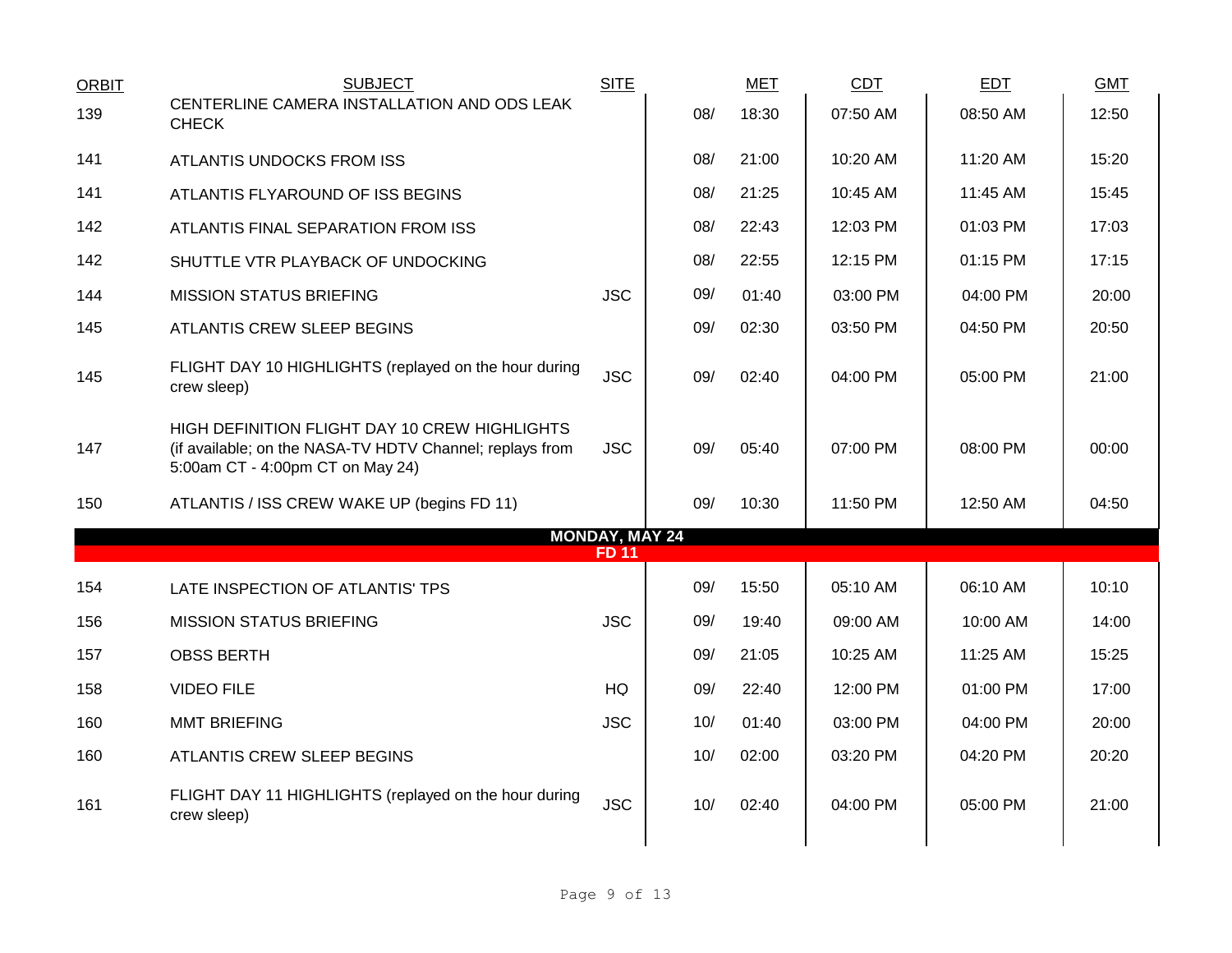| ORBIT | SUBJECT | SITE | MET | | CDT | EDT | GMT |
|---|---|---|---|---|---|---|---|
| 139 | CENTERLINE CAMERA INSTALLATION AND ODS LEAK CHECK | | 08/ | 18:30 | 07:50 AM | 08:50 AM | 12:50 |
| 141 | ATLANTIS UNDOCKS FROM ISS | | 08/ | 21:00 | 10:20 AM | 11:20 AM | 15:20 |
| 141 | ATLANTIS FLYAROUND OF ISS BEGINS | | 08/ | 21:25 | 10:45 AM | 11:45 AM | 15:45 |
| 142 | ATLANTIS FINAL SEPARATION FROM ISS | | 08/ | 22:43 | 12:03 PM | 01:03 PM | 17:03 |
| 142 | SHUTTLE VTR PLAYBACK OF UNDOCKING | | 08/ | 22:55 | 12:15 PM | 01:15 PM | 17:15 |
| 144 | MISSION STATUS BRIEFING | JSC | 09/ | 01:40 | 03:00 PM | 04:00 PM | 20:00 |
| 145 | ATLANTIS CREW SLEEP BEGINS | | 09/ | 02:30 | 03:50 PM | 04:50 PM | 20:50 |
| 145 | FLIGHT DAY 10 HIGHLIGHTS (replayed on the hour during crew sleep) | JSC | 09/ | 02:40 | 04:00 PM | 05:00 PM | 21:00 |
| 147 | HIGH DEFINITION FLIGHT DAY 10 CREW HIGHLIGHTS (if available; on the NASA-TV HDTV Channel; replays from 5:00am CT - 4:00pm CT on May 24) | JSC | 09/ | 05:40 | 07:00 PM | 08:00 PM | 00:00 |
| 150 | ATLANTIS / ISS CREW WAKE UP (begins FD 11) | | 09/ | 10:30 | 11:50 PM | 12:50 AM | 04:50 |
| | **MONDAY, MAY 24** | | | | | | |
| | **FD 11** | | | | | | |
| 154 | LATE INSPECTION OF ATLANTIS' TPS | | 09/ | 15:50 | 05:10 AM | 06:10 AM | 10:10 |
| 156 | MISSION STATUS BRIEFING | JSC | 09/ | 19:40 | 09:00 AM | 10:00 AM | 14:00 |
| 157 | OBSS BERTH | | 09/ | 21:05 | 10:25 AM | 11:25 AM | 15:25 |
| 158 | VIDEO FILE | HQ | 09/ | 22:40 | 12:00 PM | 01:00 PM | 17:00 |
| 160 | MMT BRIEFING | JSC | 10/ | 01:40 | 03:00 PM | 04:00 PM | 20:00 |
| 160 | ATLANTIS CREW SLEEP BEGINS | | 10/ | 02:00 | 03:20 PM | 04:20 PM | 20:20 |
| 161 | FLIGHT DAY 11 HIGHLIGHTS (replayed on the hour during crew sleep) | JSC | 10/ | 02:40 | 04:00 PM | 05:00 PM | 21:00 |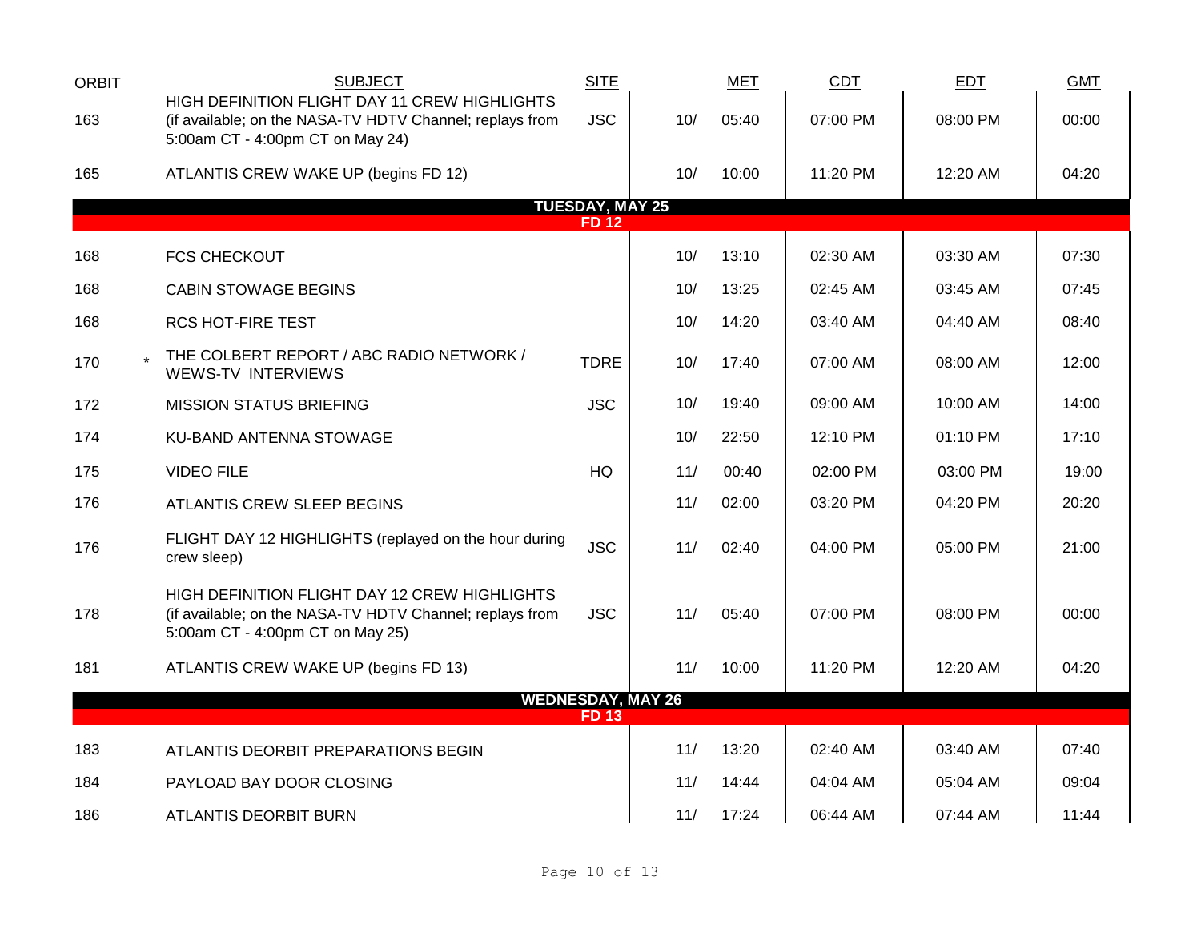| ORBIT | | SUBJECT | SITE | MET | | CDT | EDT | GMT |
|---|---|---|---|---|---|---|---|---|
| 163 | | HIGH DEFINITION FLIGHT DAY 11 CREW HIGHLIGHTS (if available; on the NASA-TV HDTV Channel; replays from 5:00am CT - 4:00pm CT on May 24) | JSC | 10/ | 05:40 | 07:00 PM | 08:00 PM | 00:00 |
| 165 | | ATLANTIS CREW WAKE UP (begins FD 12) | | 10/ | 10:00 | 11:20 PM | 12:20 AM | 04:20 |
| **TUESDAY, MAY 25** | | | | | | | | |
| **FD 12** | | | | | | | | |
| 168 | | FCS CHECKOUT | | 10/ | 13:10 | 02:30 AM | 03:30 AM | 07:30 |
| 168 | | CABIN STOWAGE BEGINS | | 10/ | 13:25 | 02:45 AM | 03:45 AM | 07:45 |
| 168 | | RCS HOT-FIRE TEST | | 10/ | 14:20 | 03:40 AM | 04:40 AM | 08:40 |
| 170 | * | THE COLBERT REPORT / ABC RADIO NETWORK / WEWS-TV INTERVIEWS | TDRE | 10/ | 17:40 | 07:00 AM | 08:00 AM | 12:00 |
| 172 | | MISSION STATUS BRIEFING | JSC | 10/ | 19:40 | 09:00 AM | 10:00 AM | 14:00 |
| 174 | | KU-BAND ANTENNA STOWAGE | | 10/ | 22:50 | 12:10 PM | 01:10 PM | 17:10 |
| 175 | | VIDEO FILE | HQ | 11/ | 00:40 | 02:00 PM | 03:00 PM | 19:00 |
| 176 | | ATLANTIS CREW SLEEP BEGINS | | 11/ | 02:00 | 03:20 PM | 04:20 PM | 20:20 |
| 176 | | FLIGHT DAY 12 HIGHLIGHTS (replayed on the hour during crew sleep) | JSC | 11/ | 02:40 | 04:00 PM | 05:00 PM | 21:00 |
| 178 | | HIGH DEFINITION FLIGHT DAY 12 CREW HIGHLIGHTS (if available; on the NASA-TV HDTV Channel; replays from 5:00am CT - 4:00pm CT on May 25) | JSC | 11/ | 05:40 | 07:00 PM | 08:00 PM | 00:00 |
| 181 | | ATLANTIS CREW WAKE UP (begins FD 13) | | 11/ | 10:00 | 11:20 PM | 12:20 AM | 04:20 |
| **WEDNESDAY, MAY 26** | | | | | | | | |
| **FD 13** | | | | | | | | |
| 183 | | ATLANTIS DEORBIT PREPARATIONS BEGIN | | 11/ | 13:20 | 02:40 AM | 03:40 AM | 07:40 |
| 184 | | PAYLOAD BAY DOOR CLOSING | | 11/ | 14:44 | 04:04 AM | 05:04 AM | 09:04 |
| 186 | | ATLANTIS DEORBIT BURN | | 11/ | 17:24 | 06:44 AM | 07:44 AM | 11:44 |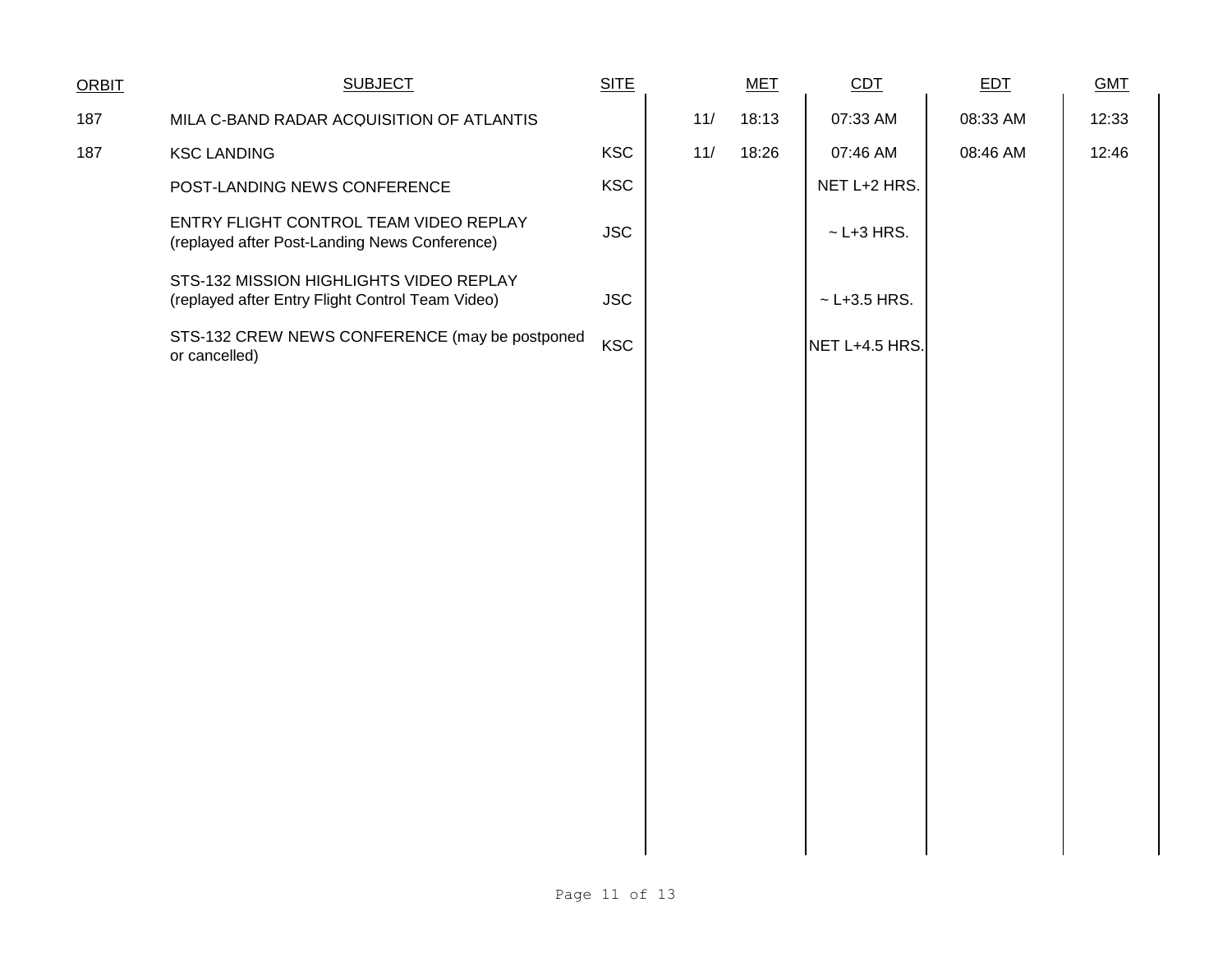| ORBIT | SUBJECT | SITE | MET | | CDT | EDT | GMT |
|---|---|---|---|---|---|---|---|
| 187 | MILA C-BAND RADAR ACQUISITION OF ATLANTIS | | 11/ | 18:13 | 07:33 AM | 08:33 AM | 12:33 |
| 187 | KSC LANDING | KSC | 11/ | 18:26 | 07:46 AM | 08:46 AM | 12:46 |
| | POST-LANDING NEWS CONFERENCE | KSC | | | NET L+2 HRS. | | |
| | ENTRY FLIGHT CONTROL TEAM VIDEO REPLAY (replayed after Post-Landing News Conference) | JSC | | | ~ L+3 HRS. | | |
| | STS-132 MISSION HIGHLIGHTS VIDEO REPLAY (replayed after Entry Flight Control Team Video) | JSC | | | ~ L+3.5 HRS. | | |
| | STS-132 CREW NEWS CONFERENCE (may be postponed or cancelled) | KSC | | | NET L+4.5 HRS. | | |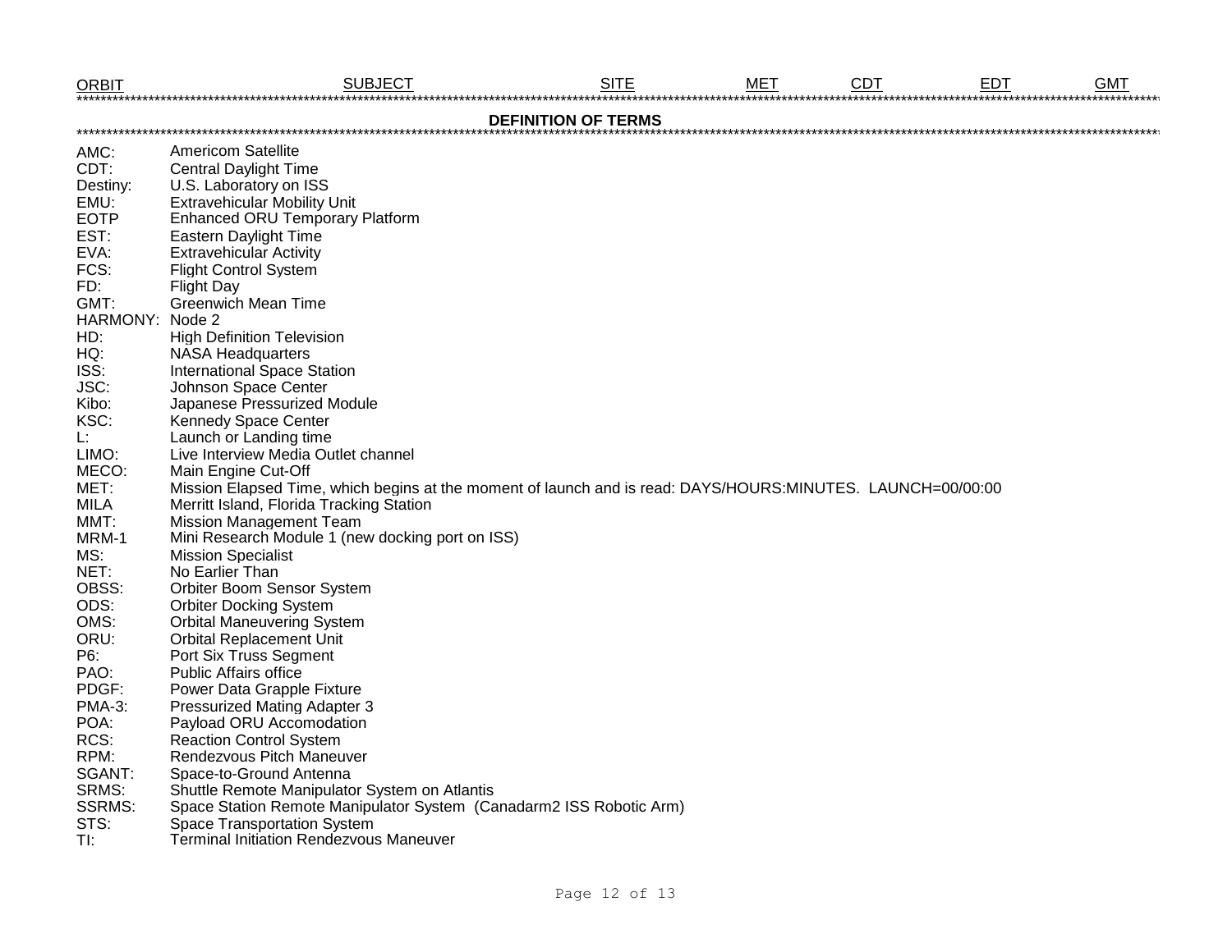| ORBIT | SUBJECT | SITE | MET | CDT | EDT | GMT |
|---|---|---|---|---|---|---|

## DEFINITION OF TERMS

| Term | Definition |
|---|---|
| AMC: | Americom Satellite |
| CDT: | Central Daylight Time |
| Destiny: | U.S. Laboratory on ISS |
| EMU: | Extravehicular Mobility Unit |
| EOTP | Enhanced ORU Temporary Platform |
| EST: | Eastern Daylight Time |
| EVA: | Extravehicular Activity |
| FCS: | Flight Control System |
| FD: | Flight Day |
| GMT: | Greenwich Mean Time |
| HARMONY: | Node 2 |
| HD: | High Definition Television |
| HQ: | NASA Headquarters |
| ISS: | International Space Station |
| JSC: | Johnson Space Center |
| Kibo: | Japanese Pressurized Module |
| KSC: | Kennedy Space Center |
| L: | Launch or Landing time |
| LIMO: | Live Interview Media Outlet channel |
| MECO: | Main Engine Cut-Off |
| MET: | Mission Elapsed Time, which begins at the moment of launch and is read: DAYS/HOURS:MINUTES. LAUNCH=00/00:00 |
| MILA | Merritt Island, Florida Tracking Station |
| MMT: | Mission Management Team |
| MRM-1 | Mini Research Module 1 (new docking port on ISS) |
| MS: | Mission Specialist |
| NET: | No Earlier Than |
| OBSS: | Orbiter Boom Sensor System |
| ODS: | Orbiter Docking System |
| OMS: | Orbital Maneuvering System |
| ORU: | Orbital Replacement Unit |
| P6: | Port Six Truss Segment |
| PAO: | Public Affairs office |
| PDGF: | Power Data Grapple Fixture |
| PMA-3: | Pressurized Mating Adapter 3 |
| POA: | Payload ORU Accomodation |
| RCS: | Reaction Control System |
| RPM: | Rendezvous Pitch Maneuver |
| SGANT: | Space-to-Ground Antenna |
| SRMS: | Shuttle Remote Manipulator System on Atlantis |
| SSRMS: | Space Station Remote Manipulator System (Canadarm2 ISS Robotic Arm) |
| STS: | Space Transportation System |
| TI: | Terminal Initiation Rendezvous Maneuver |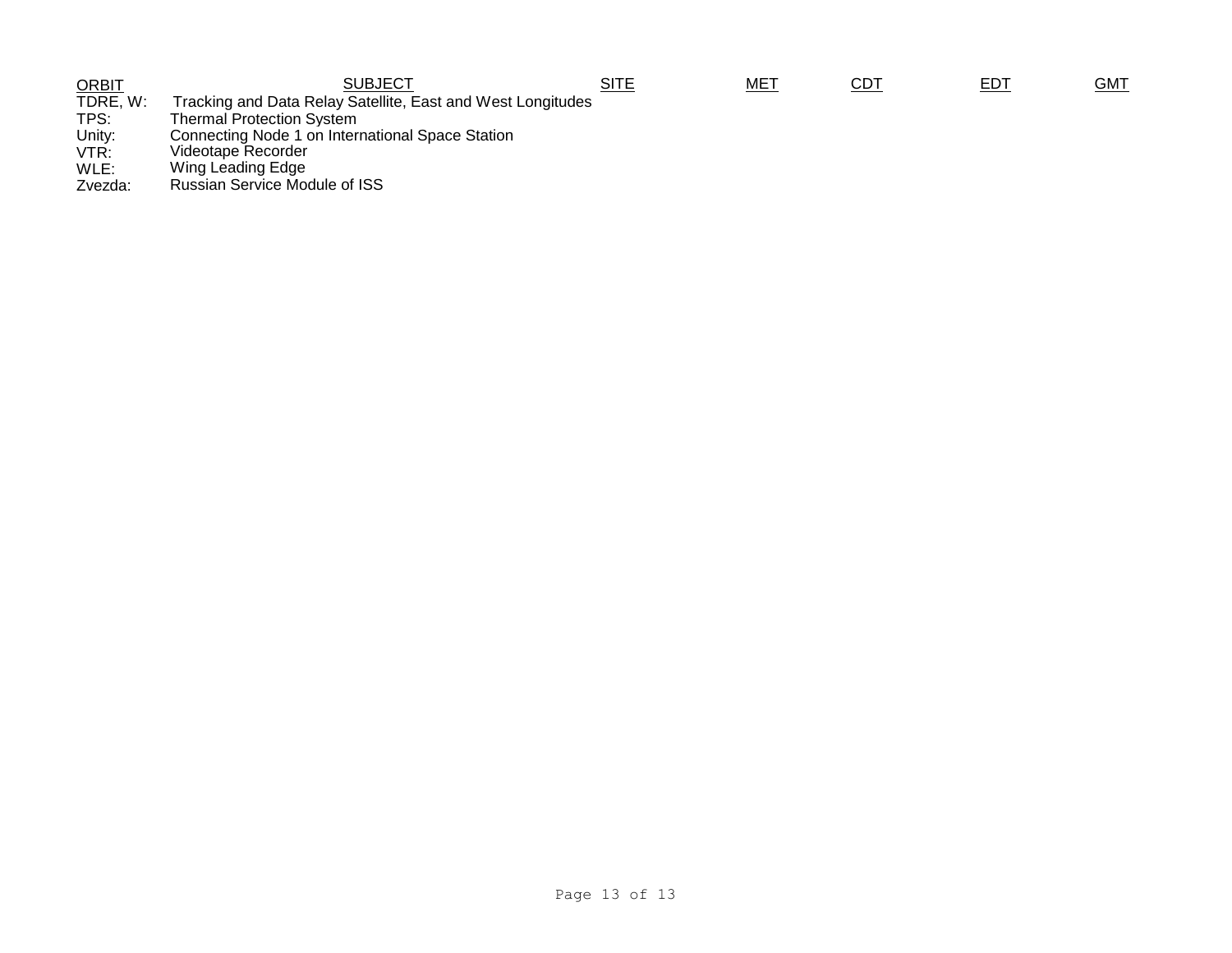| ORBIT | SUBJECT | SITE | MET | CDT | EDT | GMT |
|---|---|---|---|---|---|---|
| TDRE, W: | Tracking and Data Relay Satellite, East and West Longitudes | | | | | |
| TPS: | Thermal Protection System | | | | | |
| Unity: | Connecting Node 1 on International Space Station | | | | | |
| VTR: | Videotape Recorder | | | | | |
| WLE: | Wing Leading Edge | | | | | |
| Zvezda: | Russian Service Module of ISS | | | | | |